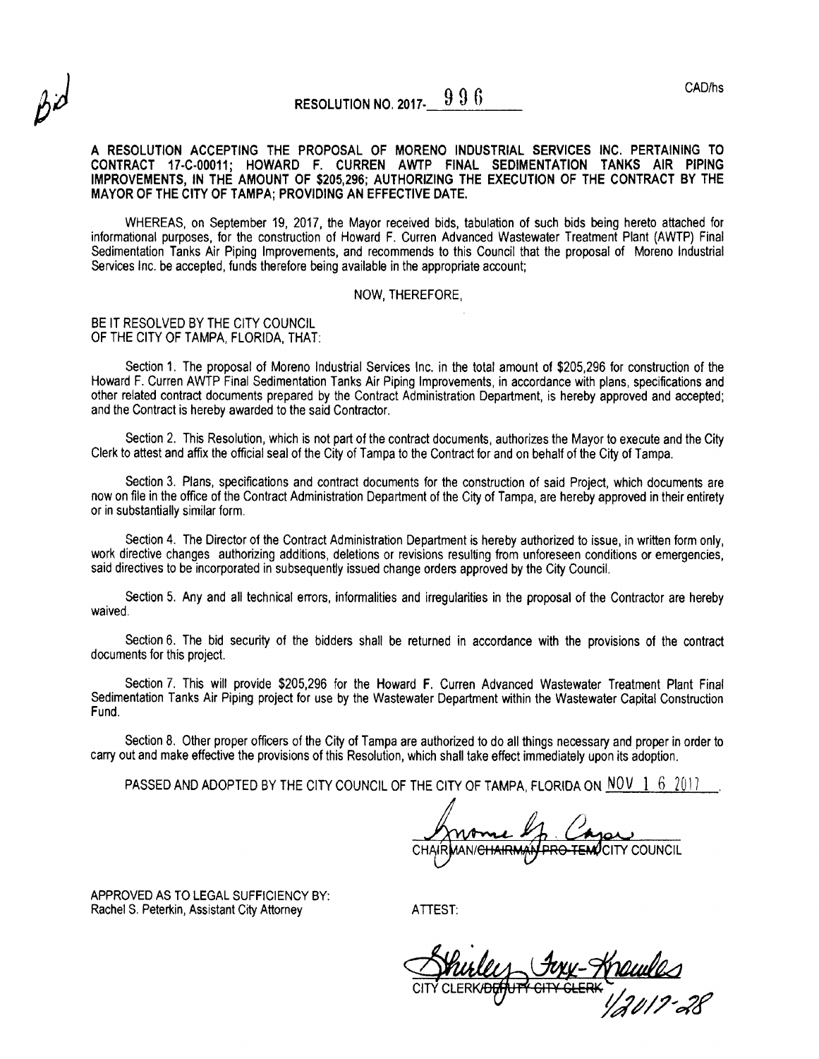Bid

CAD/hs

# RESOLUTION NO. 2017-996

**A RESOLUTION ACCEPTING THE PROPOSAL OF MORENO INDUSTRIAL SERVICES INC. PERTAINING TO CONTRACT 17-C-00011; HOWARD F. CURREN AWTP FINAL SEDIMENTATION TANKS AIR PIPING IMPROVEMENTS, IN THE AMOUNT OF $205,296; AUTHORIZING THE EXECUTION OF THE CONTRACT BY THE MAYOR OF THE CITY OF TAMPA; PROVIDING AN EFFECTIVE DATE.**

WHEREAS, on September 19, 2017, the Mayor received bids, tabulation of such bids being hereto attached for informational purposes, for the construction of Howard F. Curren Advanced Wastewater Treatment Plant (AWTP) Final Sedimentation Tanks Air Piping Improvements, and recommends to this Council that the proposal of Moreno Industrial Services Inc. be accepted, funds therefore being available in the appropriate account;

NOW, THEREFORE,

BE IT RESOLVED BY THE CITY COUNCIL OF THE CITY OF TAMPA, FLORIDA, THAT:

Section 1. The proposal of Moreno Industrial Services Inc. in the total amount of $205,296 for construction of the Howard F. Curren AWTP Final Sedimentation Tanks Air Piping Improvements, in accordance with plans, specifications and other related contract documents prepared by the Contract Administration Department, is hereby approved and accepted; and the Contract is hereby awarded to the said Contractor.

Section 2. This Resolution, which is not part of the contract documents, authorizes the Mayor to execute and the City Clerk to attest and affix the official seal of the City of Tampa to the Contract for and on behalf of the City of Tampa.

Section 3. Plans, specifications and contract documents for the construction of said Project, which documents are now on file in the office of the Contract Administration Department of the City of Tampa, are hereby approved in their entirety or in substantially similar form.

Section 4. The Director of the Contract Administration Department is hereby authorized to issue, in written form only, work directive changes authorizing additions, deletions or revisions resulting from unforeseen conditions or emergencies, said directives to be incorporated in subsequently issued change orders approved by the City Council.

Section 5. Any and all technical errors, informalities and irregularities in the proposal of the Contractor are hereby waived.

Section 6. The bid security of the bidders shall be returned in accordance with the provisions of the contract documents for this project.

Section 7. This will provide $205,296 for the Howard F. Curren Advanced Wastewater Treatment Plant Final Sedimentation Tanks Air Piping project for use by the Wastewater Department within the Wastewater Capital Construction Fund.

Section 8. Other proper officers of the City of Tampa are authorized to do all things necessary and proper in order to carry out and make effective the provisions of this Resolution, which shall take effect immediately upon its adoption.

PASSED AND ADOPTED BY THE CITY COUNCIL OF THE CITY OF TAMPA, FLORIDA ON NOV 16 2017.

[signature]
CHAIRMAN/~~CHAIRMAN PRO-TEM~~ CITY COUNCIL

APPROVED AS TO LEGAL SUFFICIENCY BY:
Rachel S. Peterkin, Assistant City Attorney

ATTEST:

[signature: Shirley Foxx-Knowles]
CITY CLERK/~~DEPUTY CITY CLERK~~

1/2017-28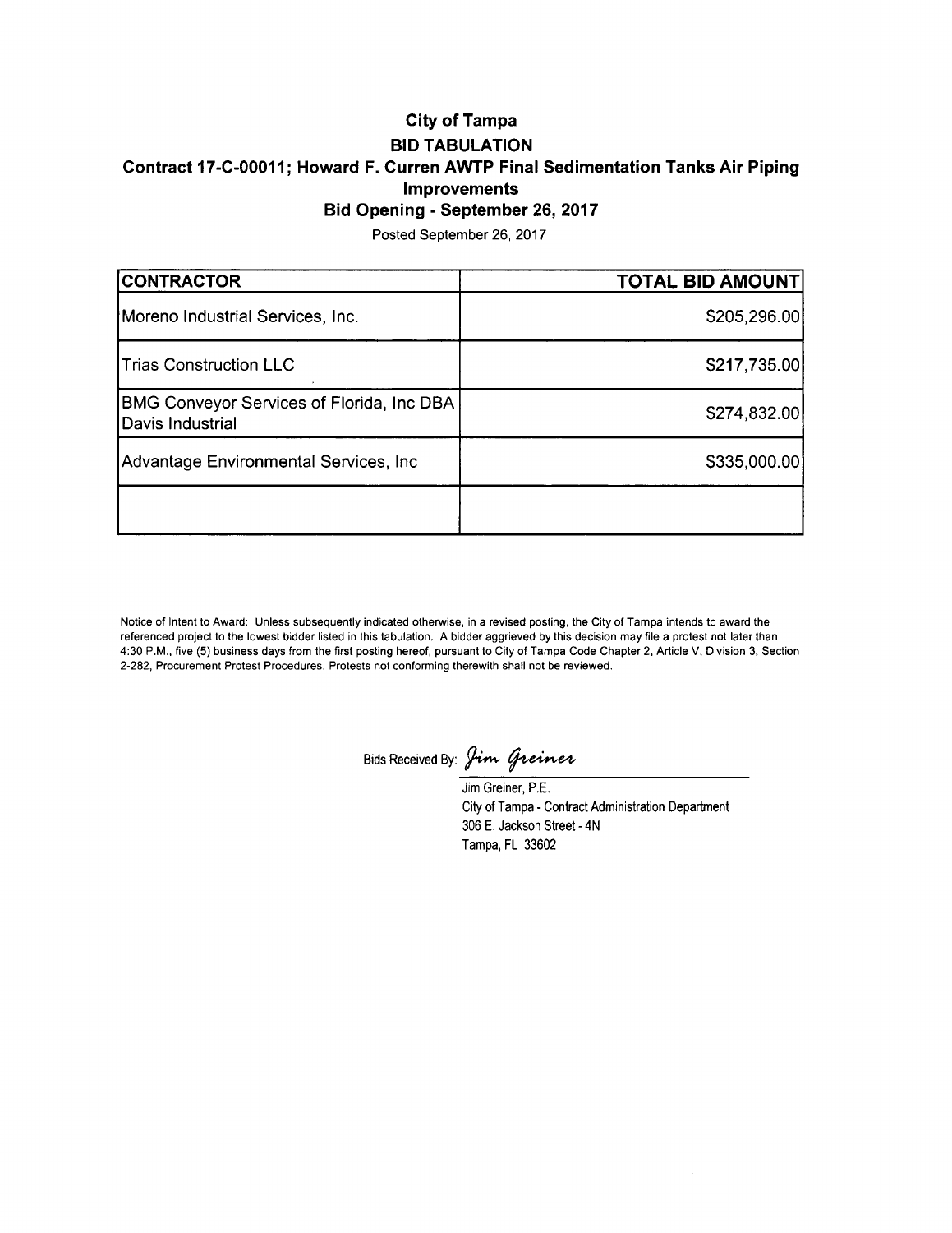# City of Tampa

## BID TABULATION

### Contract 17-C-00011; Howard F. Curren AWTP Final Sedimentation Tanks Air Piping Improvements

### Bid Opening - September 26, 2017

Posted September 26, 2017

| CONTRACTOR | TOTAL BID AMOUNT |
|---|---|
| Moreno Industrial Services, Inc. | $205,296.00 |
| Trias Construction LLC | $217,735.00 |
| BMG Conveyor Services of Florida, Inc DBA Davis Industrial | $274,832.00 |
| Advantage Environmental Services, Inc | $335,000.00 |
| | |

Notice of Intent to Award: Unless subsequently indicated otherwise, in a revised posting, the City of Tampa intends to award the referenced project to the lowest bidder listed in this tabulation. A bidder aggrieved by this decision may file a protest not later than 4:30 P.M., five (5) business days from the first posting hereof, pursuant to City of Tampa Code Chapter 2, Article V, Division 3, Section 2-282, Procurement Protest Procedures. Protests not conforming therewith shall not be reviewed.

Bids Received By: *Jim Greiner*

Jim Greiner, P.E.
City of Tampa - Contract Administration Department
306 E. Jackson Street - 4N
Tampa, FL 33602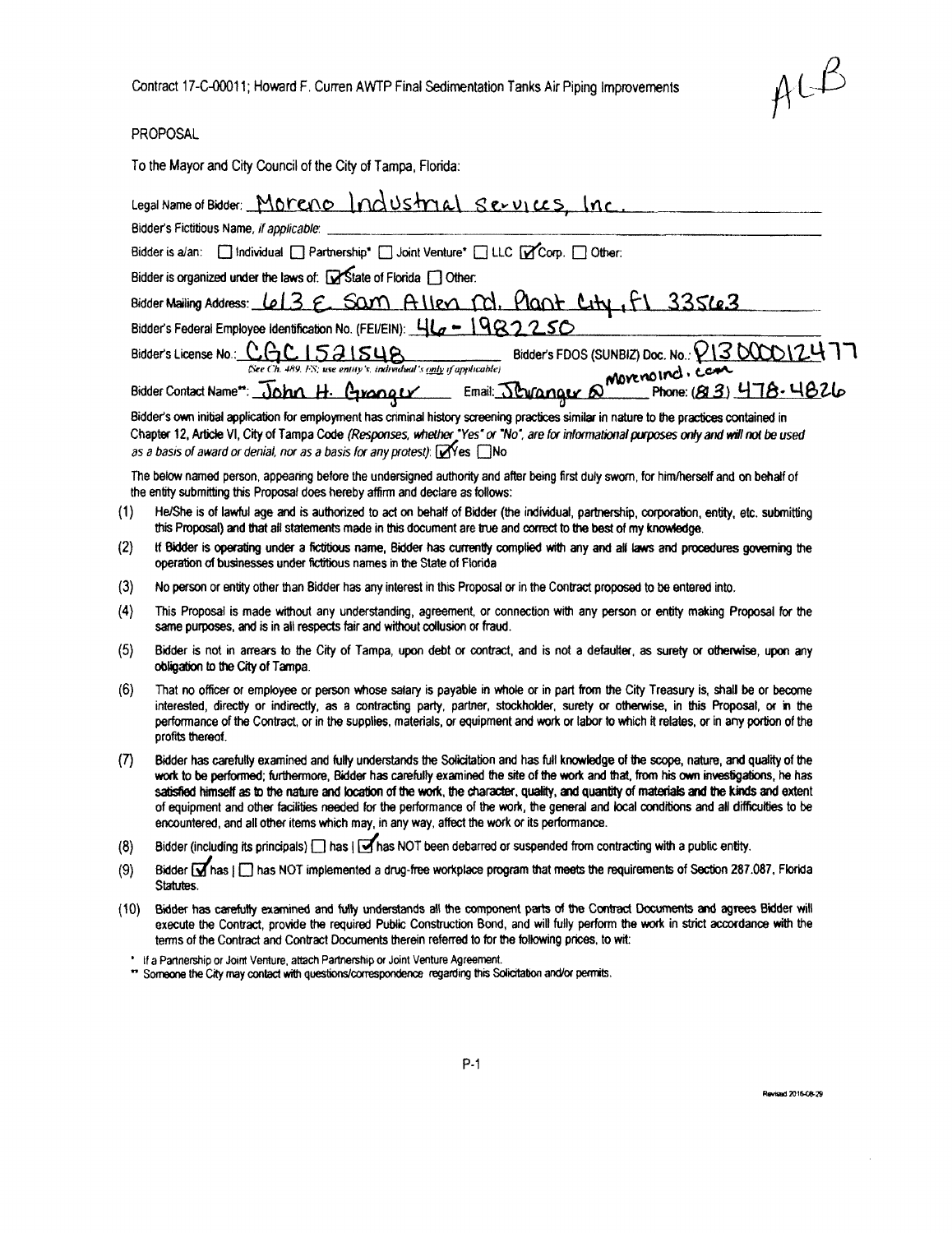Contract 17-C-00011; Howard F. Curren AWTP Final Sedimentation Tanks Air Piping Improvements

ACB

PROPOSAL

To the Mayor and City Council of the City of Tampa, Florida:

Legal Name of Bidder: Moreno Industrial Services, Inc.

Bidder's Fictitious Name, *if applicable*: ______________________

Bidder is a/an: ☐ Individual ☐ Partnership* ☐ Joint Venture* ☐ LLC ☑ Corp. ☐ Other:

Bidder is organized under the laws of: ☑ State of Florida ☐ Other:

Bidder Mailing Address: 613 E. Sam Allen Rd. Plant City, Fl 33563

Bidder's Federal Employee Identification No. (FEI/EIN): 46-1982250

Bidder's License No.: CGC1521548 *(See Ch. 489, FS; use entity's, individual's only if applicable)* Bidder's FDOS (SUNBIZ) Doc. No.: P13000012477

Bidder Contact Name**: John H. Granger Email: JGranger@morenoind.com Phone: (813) 478-4826

Bidder's own initial application for employment has criminal history screening practices similar in nature to the practices contained in Chapter 12, Article VI, City of Tampa Code *(Responses, whether "Yes" or "No", are for informational purposes only and will not be used as a basis of award or denial, nor as a basis for any protest)*: ☑ Yes ☐ No

The below named person, appearing before the undersigned authority and after being first duly sworn, for him/herself and on behalf of the entity submitting this Proposal does hereby affirm and declare as follows:

(1) He/She is of lawful age and is authorized to act on behalf of Bidder (the individual, partnership, corporation, entity, etc. submitting this Proposal) and that all statements made in this document are true and correct to the best of my knowledge.

(2) If Bidder is operating under a fictitious name, Bidder has currently complied with any and all laws and procedures governing the operation of businesses under fictitious names in the State of Florida

(3) No person or entity other than Bidder has any interest in this Proposal or in the Contract proposed to be entered into.

(4) This Proposal is made without any understanding, agreement, or connection with any person or entity making Proposal for the same purposes, and is in all respects fair and without collusion or fraud.

(5) Bidder is not in arrears to the City of Tampa, upon debt or contract, and is not a defaulter, as surety or otherwise, upon any obligation to the City of Tampa.

(6) That no officer or employee or person whose salary is payable in whole or in part from the City Treasury is, shall be or become interested, directly or indirectly, as a contracting party, partner, stockholder, surety or otherwise, in this Proposal, or in the performance of the Contract, or in the supplies, materials, or equipment and work or labor to which it relates, or in any portion of the profits thereof.

(7) Bidder has carefully examined and fully understands the Solicitation and has full knowledge of the scope, nature, and quality of the work to be performed; furthermore, Bidder has carefully examined the site of the work and that, from his own investigations, he has satisfied himself as to the nature and location of the work, the character, quality, and quantity of materials and the kinds and extent of equipment and other facilities needed for the performance of the work, the general and local conditions and all difficulties to be encountered, and all other items which may, in any way, affect the work or its performance.

(8) Bidder (including its principals) ☐ has | ☑ has NOT been debarred or suspended from contracting with a public entity.

(9) Bidder ☑ has | ☐ has NOT implemented a drug-free workplace program that meets the requirements of Section 287.087, Florida Statutes.

(10) Bidder has carefully examined and fully understands all the component parts of the Contract Documents and agrees Bidder will execute the Contract, provide the required Public Construction Bond, and will fully perform the work in strict accordance with the terms of the Contract and Contract Documents therein referred to for the following prices, to wit:

\* If a Partnership or Joint Venture, attach Partnership or Joint Venture Agreement.

\*\* Someone the City may contact with questions/correspondence regarding this Solicitation and/or permits.

Revised 2016-08-29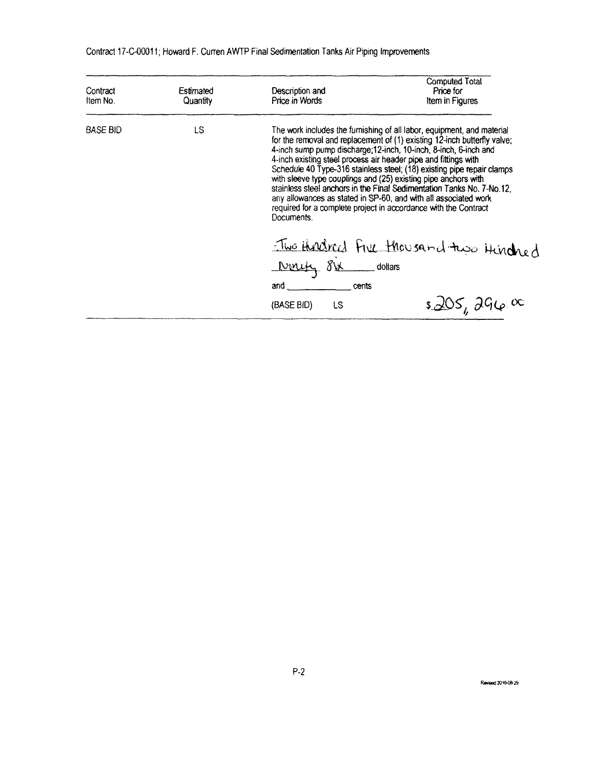Contract 17-C-00011; Howard F. Curren AWTP Final Sedimentation Tanks Air Piping Improvements

| Contract Item No. | Estimated Quantity | Description and Price in Words | Computed Total Price for Item in Figures |
|---|---|---|---|
| BASE BID | LS | The work includes the furnishing of all labor, equipment, and material for the removal and replacement of (1) existing 12-inch butterfly valve; 4-inch sump pump discharge;12-inch, 10-inch, 8-inch, 6-inch and 4-inch existing steel process air header pipe and fittings with Schedule 40 Type-316 stainless steel; (18) existing pipe repair clamps with sleeve type couplings and (25) existing pipe anchors with stainless steel anchors in the Final Sedimentation Tanks No. 7-No.12, any allowances as stated in SP-60, and with all associated work required for a complete project in accordance with the Contract Documents. | |
| | | Two Hundred Five thousand two Hundred Ninety Six dollars | |
| | | and \_\_\_\_\_\_\_\_ cents | |
| | | (BASE BID) LS | $205,296.00 |

Revised 2016-08-29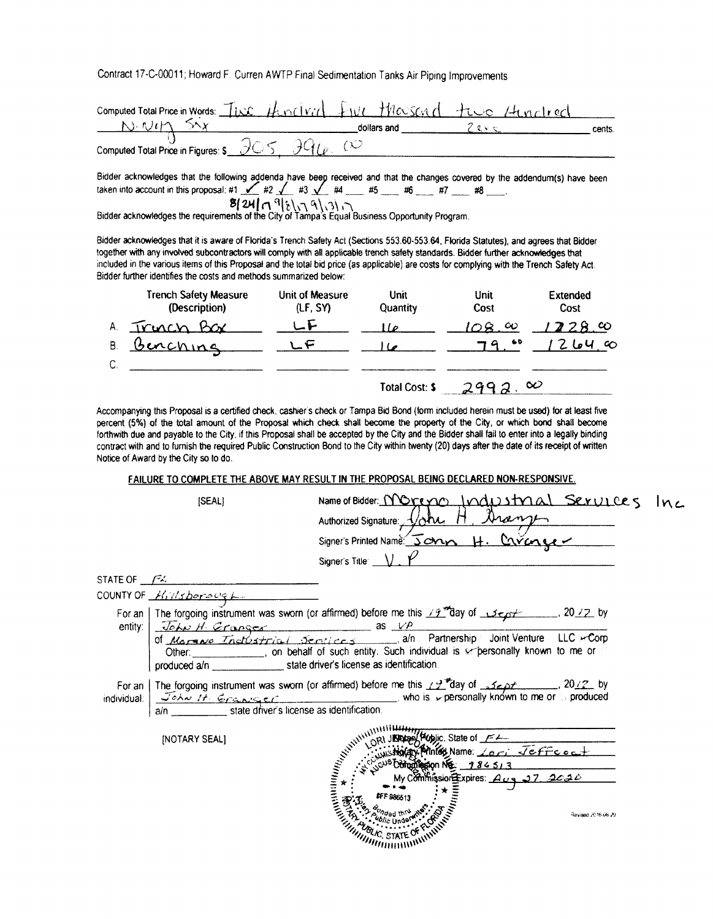Contract 17-C-00011; Howard F. Curren AWTP Final Sedimentation Tanks Air Piping Improvements

Computed Total Price in Words: Two Hundred Five thousand two Hundred Ninety Six dollars and Zero cents.

Computed Total Price in Figures: $ 205,296.00

Bidder acknowledges that the following addenda have been received and that the changes covered by the addendum(s) have been taken into account in this proposal: #1 ✓ #2 ✓ #3 ✓ #4 ___ #5 ___ #6 ___ #7 ___ #8 ___.

8/24/17 9/8/17 9/13/17

Bidder acknowledges the requirements of the City of Tampa's Equal Business Opportunity Program.

Bidder acknowledges that it is aware of Florida's Trench Safety Act (Sections 553.60-553.64, Florida Statutes), and agrees that Bidder together with any involved subcontractors will comply with all applicable trench safety standards. Bidder further acknowledges that included in the various items of this Proposal and the total bid price (as applicable) are costs for complying with the Trench Safety Act. Bidder further identifies the costs and methods summarized below:

| | Trench Safety Measure (Description) | Unit of Measure (LF, SY) | Unit Quantity | Unit Cost | Extended Cost |
|---|---|---|---|---|---|
| A. | Trench Box | LF | 16 | 108.00 | 1728.00 |
| B. | Benching | LF | 16 | 79.00 | 1264.00 |
| C. | | | | | |
| | | | Total Cost: $ | 2992.00 | |

Accompanying this Proposal is a certified check, cashier's check or Tampa Bid Bond (form included herein must be used) for at least five percent (5%) of the total amount of the Proposal which check shall become the property of the City, or which bond shall become forthwith due and payable to the City, if this Proposal shall be accepted by the City and the Bidder shall fail to enter into a legally binding contract with and to furnish the required Public Construction Bond to the City within twenty (20) days after the date of its receipt of written Notice of Award by the City so to do.

**FAILURE TO COMPLETE THE ABOVE MAY RESULT IN THE PROPOSAL BEING DECLARED NON-RESPONSIVE.**

[SEAL]

Name of Bidder: Moreno Industrial Services Inc

Authorized Signature: John H. Granger

Signer's Printed Name: John H. Granger

Signer's Title: V.P

STATE OF FL

COUNTY OF Hillsborough

For an entity: The forgoing instrument was sworn (or affirmed) before me this 19th day of Sept, 2017 by John H. Granger as VP of Moreno Industrial Services, a/n Partnership Joint Venture LLC ✓Corp Other: ___________, on behalf of such entity. Such individual is ✓personally known to me or produced a/n ___________ state driver's license as identification.

For an individual: The forgoing instrument was sworn (or affirmed) before me this 19th day of Sept, 2017 by John H. Granger, who is ✓personally known to me or produced a/n ___________ state driver's license as identification.

[NOTARY SEAL]

Notary Public, State of FL

Notary Printed Name: Lori Jeffcoat

Commission No: 986513

My Commission Expires: Aug 27, 2020

LORI JEFFCOAT, MY COMMISSION #FF 986513, EXPIRES AUGUST 27, 2020, Bonded thru Notary Public Underwriters, NOTARY PUBLIC, STATE OF FLORIDA

Revised 2016-06-20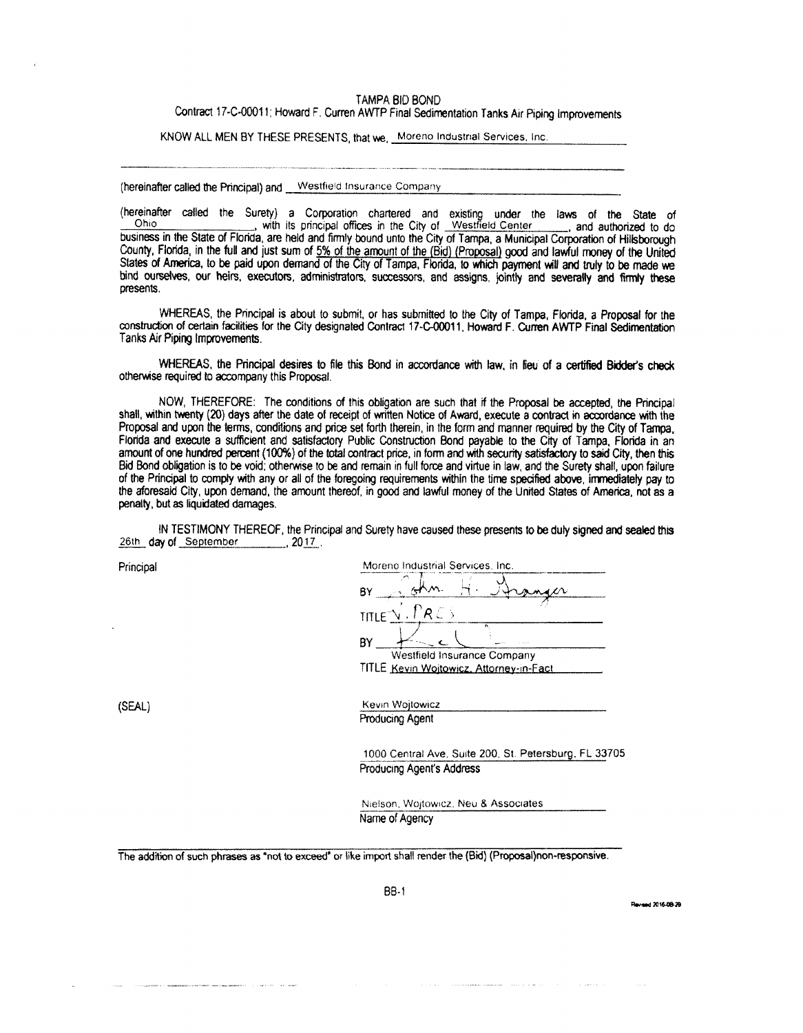# TAMPA BID BOND

Contract 17-C-00011; Howard F. Curren AWTP Final Sedimentation Tanks Air Piping Improvements

KNOW ALL MEN BY THESE PRESENTS, that we, Moreno Industrial Services, Inc.

(hereinafter called the Principal) and Westfield Insurance Company

(hereinafter called the Surety) a Corporation chartered and existing under the laws of the State of Ohio, with its principal offices in the City of Westfield Center, and authorized to do business in the State of Florida, are held and firmly bound unto the City of Tampa, a Municipal Corporation of Hillsborough County, Florida, in the full and just sum of 5% of the amount of the (Bid) (Proposal) good and lawful money of the United States of America, to be paid upon demand of the City of Tampa, Florida, to which payment will and truly to be made we bind ourselves, our heirs, executors, administrators, successors, and assigns, jointly and severally and firmly these presents.

WHEREAS, the Principal is about to submit, or has submitted to the City of Tampa, Florida, a Proposal for the construction of certain facilities for the City designated Contract 17-C-00011, Howard F. Curren AWTP Final Sedimentation Tanks Air Piping Improvements.

WHEREAS, the Principal desires to file this Bond in accordance with law, in lieu of a certified Bidder's check otherwise required to accompany this Proposal.

NOW, THEREFORE: The conditions of this obligation are such that if the Proposal be accepted, the Principal shall, within twenty (20) days after the date of receipt of written Notice of Award, execute a contract in accordance with the Proposal and upon the terms, conditions and price set forth therein, in the form and manner required by the City of Tampa, Florida and execute a sufficient and satisfactory Public Construction Bond payable to the City of Tampa, Florida in an amount of one hundred percent (100%) of the total contract price, in form and with security satisfactory to said City, then this Bid Bond obligation is to be void; otherwise to be and remain in full force and virtue in law, and the Surety shall, upon failure of the Principal to comply with any or all of the foregoing requirements within the time specified above, immediately pay to the aforesaid City, upon demand, the amount thereof, in good and lawful money of the United States of America, not as a penalty, but as liquidated damages.

IN TESTIMONY THEREOF, the Principal and Surety have caused these presents to be duly signed and sealed this 26th day of September, 2017.

Principal

Moreno Industrial Services, Inc.

BY John H. Granger

TITLE V. PRES

BY [signature]

Westfield Insurance Company

TITLE Kevin Wojtowicz, Attorney-in-Fact

(SEAL)

Kevin Wojtowicz

Producing Agent

1000 Central Ave. Suite 200, St. Petersburg, FL 33705

Producing Agent's Address

Nielson, Wojtowicz, Neu & Associates

Name of Agency

The addition of such phrases as "not to exceed" or like import shall render the (Bid) (Proposal)non-responsive.

Revised 2016-08-29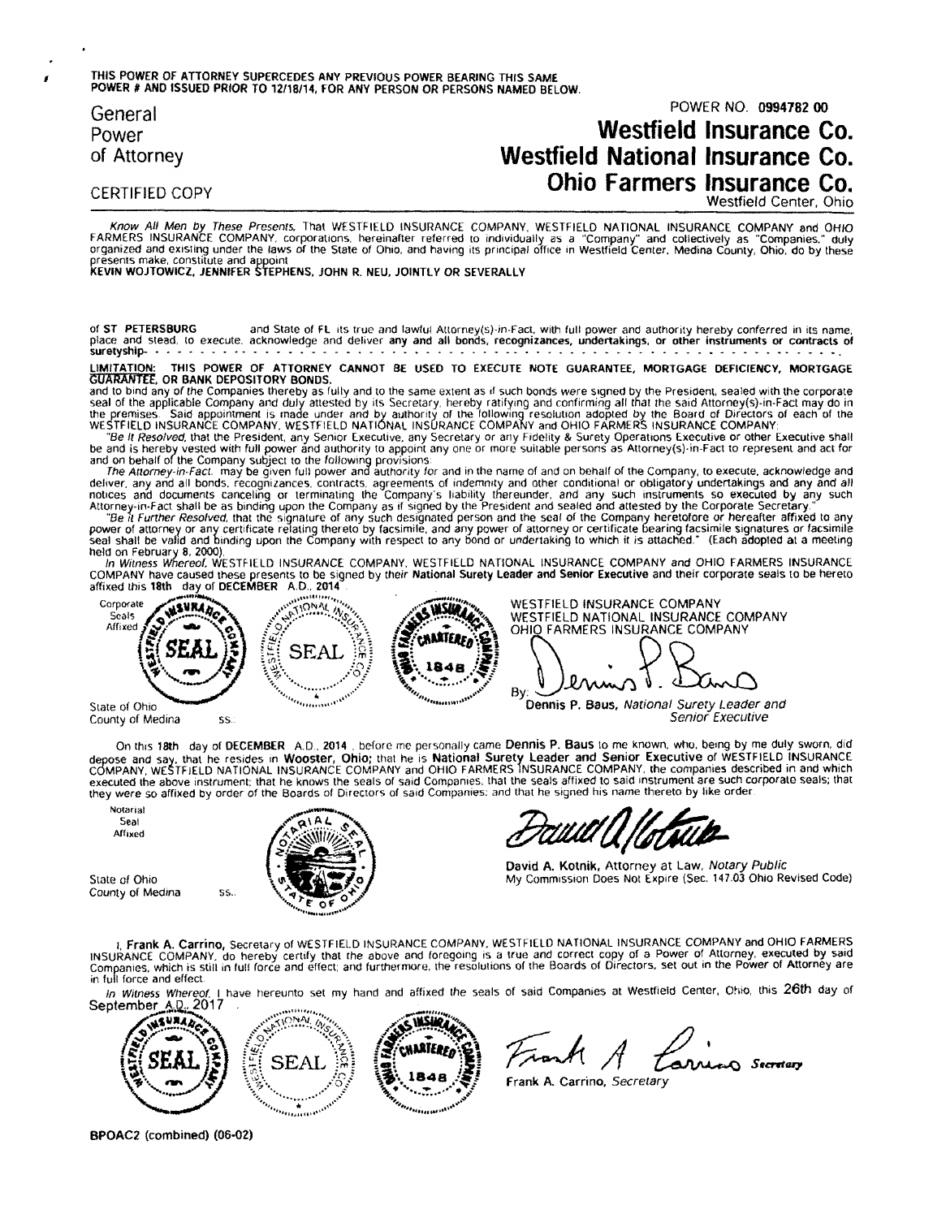THIS POWER OF ATTORNEY SUPERCEDES ANY PREVIOUS POWER BEARING THIS SAME POWER # AND ISSUED PRIOR TO 12/18/14, FOR ANY PERSON OR PERSONS NAMED BELOW.

General Power of Attorney

CERTIFIED COPY

POWER NO. 0994782 00

# Westfield Insurance Co.
# Westfield National Insurance Co.
# Ohio Farmers Insurance Co.

Westfield Center, Ohio

*Know All Men by These Presents,* That WESTFIELD INSURANCE COMPANY, WESTFIELD NATIONAL INSURANCE COMPANY and OHIO FARMERS INSURANCE COMPANY, corporations, hereinafter referred to individually as a "Company" and collectively as "Companies," duly organized and existing under the laws of the State of Ohio, and having its principal office in Westfield Center, Medina County, Ohio, do by these presents make, constitute and appoint
**KEVIN WOJTOWICZ, JENNIFER STEPHENS, JOHN R. NEU, JOINTLY OR SEVERALLY**

of **ST PETERSBURG** and State of **FL** its true and lawful Attorney(s)-in-Fact, with full power and authority hereby conferred in its name, place and stead, to execute, acknowledge and deliver **any and all bonds, recognizances, undertakings, or other instruments or contracts of suretyship**- - - - - - - - - - - - - - - - - - - - - - - - - - - - - - - - - - - - - - - - - - - - - - - - - - - - - - - - - - - - - .

**LIMITATION: THIS POWER OF ATTORNEY CANNOT BE USED TO EXECUTE NOTE GUARANTEE, MORTGAGE DEFICIENCY, MORTGAGE GUARANTEE, OR BANK DEPOSITORY BONDS.**
and to bind any of the Companies thereby as fully and to the same extent as if such bonds were signed by the President, sealed with the corporate seal of the applicable Company and duly attested by its Secretary, hereby ratifying and confirming all that the said Attorney(s)-in-Fact may do in the premises. Said appointment is made under and by authority of the following resolution adopted by the Board of Directors of each of the WESTFIELD INSURANCE COMPANY, WESTFIELD NATIONAL INSURANCE COMPANY and OHIO FARMERS INSURANCE COMPANY:

*"Be It Resolved,* that the President, any Senior Executive, any Secretary or any Fidelity & Surety Operations Executive or other Executive shall be and is hereby vested with full power and authority to appoint any one or more suitable persons as Attorney(s)-in-Fact to represent and act for and on behalf of the Company subject to the following provisions:

*The Attorney-in-Fact,* may be given full power and authority for and in the name of and on behalf of the Company, to execute, acknowledge and deliver, any and all bonds, recognizances, contracts, agreements of indemnity and other conditional or obligatory undertakings and any and all notices and documents canceling or terminating the Company's liability thereunder, and any such instruments so executed by any such Attorney-in-Fact shall be as binding upon the Company as if signed by the President and sealed and attested by the Corporate Secretary."

*"Be It Further Resolved,* that the signature of any such designated person and the seal of the Company heretofore or hereafter affixed to any power of attorney or any certificate relating thereto by facsimile, and any power of attorney or certificate bearing facsimile signatures or facsimile seal shall be valid and binding upon the Company with respect to any bond or undertaking to which it is attached." (Each adopted at a meeting held on February 8, 2000).

*In Witness Whereof,* WESTFIELD INSURANCE COMPANY, WESTFIELD NATIONAL INSURANCE COMPANY and OHIO FARMERS INSURANCE COMPANY have caused these presents to be signed by their **National Surety Leader and Senior Executive** and their corporate seals to be hereto affixed this **18th** day of **DECEMBER** A.D., **2014** .

Corporate Seals Affixed

WESTFIELD INSURANCE COMPANY
WESTFIELD NATIONAL INSURANCE COMPANY
OHIO FARMERS INSURANCE COMPANY

By: Dennis P. Baus

**Dennis P. Baus**, *National Surety Leader and Senior Executive*

State of Ohio
County of Medina ss.:

On this **18th** day of **DECEMBER** A.D., **2014** , before me personally came **Dennis P. Baus** to me known, who, being by me duly sworn, did depose and say, that he resides in **Wooster, Ohio;** that he is **National Surety Leader and Senior Executive** of WESTFIELD INSURANCE COMPANY, WESTFIELD NATIONAL INSURANCE COMPANY and OHIO FARMERS INSURANCE COMPANY, the companies described in and which executed the above instrument; that he knows the seals of said Companies; that the seals affixed to said instrument are such corporate seals; that they were so affixed by order of the Boards of Directors of said Companies; and that he signed his name thereto by like order.

Notarial Seal Affixed

State of Ohio
County of Medina ss.:

David A. Kotnik

**David A. Kotnik,** Attorney at Law, *Notary Public*
My Commission Does Not Expire (Sec. 147.03 Ohio Revised Code)

I, **Frank A. Carrino,** Secretary of WESTFIELD INSURANCE COMPANY, WESTFIELD NATIONAL INSURANCE COMPANY and OHIO FARMERS INSURANCE COMPANY, do hereby certify that the above and foregoing is a true and correct copy of a Power of Attorney, executed by said Companies, which is still in full force and effect; and furthermore, the resolutions of the Boards of Directors, set out in the Power of Attorney are in full force and effect.

*In Witness Whereof,* I have hereunto set my hand and affixed the seals of said Companies at Westfield Center, Ohio, this **26th** day of September A.D., 2017 .

Frank A. Carrino Secretary

Frank A. Carrino, *Secretary*

**BPOAC2 (combined) (06-02)**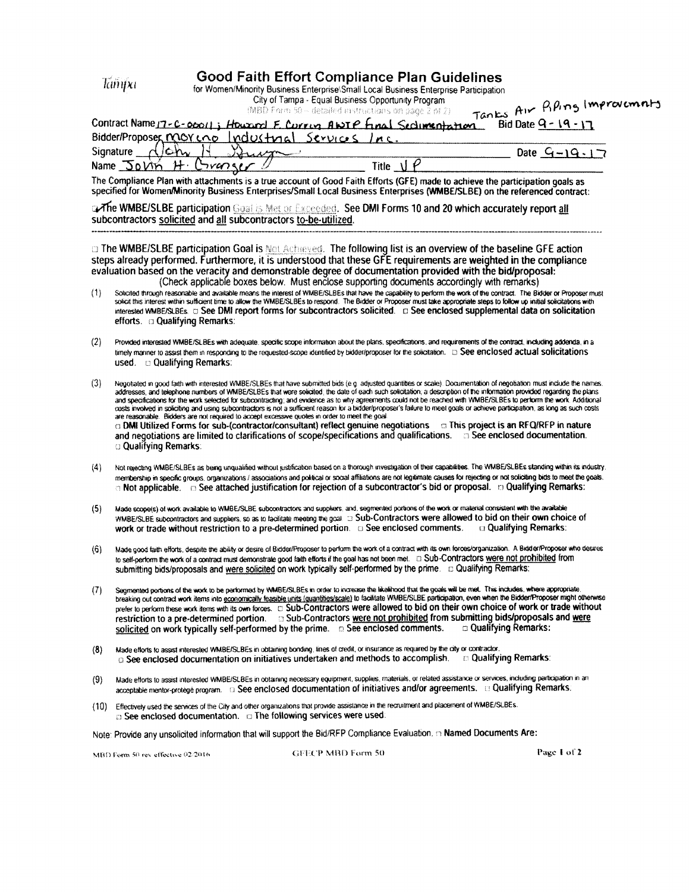Tampa

# Good Faith Effort Compliance Plan Guidelines

for Women/Minority Business Enterprise\Small Local Business Enterprise Participation

City of Tampa - Equal Business Opportunity Program

(MBD Form 50 – detailed instructions on page 2 of 2)

Contract Name 17-C-00011; Howard F. Curren AWTP Final Sedimentation Tanks Air Piping Improvements Bid Date 9-19-17

Bidder/Proposer Moreno Industrial Services Inc.

Signature [signature] Date 9-19-17

Name John H. Granger Title VP

The Compliance Plan with attachments is a true account of Good Faith Efforts (GFE) made to achieve the participation goals as specified for Women/Minority Business Enterprises/Small Local Business Enterprises (WMBE/SLBE) on the referenced contract:

☑ The WMBE/SLBE participation Goal is Met or Exceeded. See DMI Forms 10 and 20 which accurately report all subcontractors solicited and all subcontractors to-be-utilized.

---

☐ The WMBE/SLBE participation Goal is Not Achieved. The following list is an overview of the baseline GFE action steps already performed. Furthermore, it is understood that these GFE requirements are weighted in the compliance evaluation based on the veracity and demonstrable degree of documentation provided with the bid/proposal:

(Check applicable boxes below. Must enclose supporting documents accordingly with remarks)

(1) Solicited through reasonable and available means the interest of WMBE/SLBEs that have the capability to perform the work of the contract. The Bidder or Proposer must solicit this interest within sufficient time to allow the WMBE/SLBEs to respond. The Bidder or Proposer must take appropriate steps to follow up initial solicitations with interested WMBE/SLBEs. ☐ See DMI report forms for subcontractors solicited. ☐ See enclosed supplemental data on solicitation efforts. ☐ Qualifying Remarks:

(2) Provided interested WMBE/SLBEs with adequate, specific scope information about the plans, specifications, and requirements of the contract, including addenda, in a timely manner to assist them in responding to the requested-scope identified by bidder/proposer for the solicitation. ☐ See enclosed actual solicitations used. ☐ Qualifying Remarks:

(3) Negotiated in good faith with interested WMBE/SLBEs that have submitted bids (e.g. adjusted quantities or scale). Documentation of negotiation must include the names, addresses, and telephone numbers of WMBE/SLBEs that were solicited, the date of each such solicitation, a description of the information provided regarding the plans and specifications for the work selected for subcontracting; and evidence as to why agreements could not be reached with WMBE/SLBEs to perform the work. Additional costs involved in soliciting and using subcontractors is not a sufficient reason for a bidder/proposer's failure to meet goals or achieve participation, as long as such costs are reasonable. Bidders are not required to accept excessive quotes in order to meet the goal.
☐ DMI Utilized Forms for sub-(contractor/consultant) reflect genuine negotiations ☐ This project is an RFQ/RFP in nature and negotiations are limited to clarifications of scope/specifications and qualifications. ☐ See enclosed documentation. ☐ Qualifying Remarks:

(4) Not rejecting WMBE/SLBEs as being unqualified without justification based on a thorough investigation of their capabilities. The WMBE/SLBEs standing within its industry, membership in specific groups, organizations / associations and political or social affiliations are not legitimate causes for rejecting or not soliciting bids to meet the goals. ☐ Not applicable. ☐ See attached justification for rejection of a subcontractor's bid or proposal. ☐ Qualifying Remarks:

(5) Made scope(s) of work available to WMBE/SLBE subcontractors and suppliers, and, segmented portions of the work or material consistent with the available WMBE/SLBE subcontractors and suppliers, so as to facilitate meeting the goal. ☐ Sub-Contractors were allowed to bid on their own choice of work or trade without restriction to a pre-determined portion. ☐ See enclosed comments. ☐ Qualifying Remarks:

(6) Made good faith efforts, despite the ability or desire of Bidder/Proposer to perform the work of a contract with its own forces/organization. A Bidder/Proposer who desires to self-perform the work of a contract must demonstrate good faith efforts if the goal has not been met. ☐ Sub-Contractors were not prohibited from submitting bids/proposals and were solicited on work typically self-performed by the prime. ☐ Qualifying Remarks:

(7) Segmented portions of the work to be performed by WMBE/SLBEs in order to increase the likelihood that the goals will be met. This includes, where appropriate, breaking out contract work items into economically feasible units (quantities/scale) to facilitate WMBE/SLBE participation, even when the Bidder/Proposer might otherwise prefer to perform these work items with its own forces. ☐ Sub-Contractors were allowed to bid on their own choice of work or trade without restriction to a pre-determined portion. ☐ Sub-Contractors were not prohibited from submitting bids/proposals and were solicited on work typically self-performed by the prime. ☐ See enclosed comments. ☐ Qualifying Remarks:

(8) Made efforts to assist interested WMBE/SLBEs in obtaining bonding, lines of credit, or insurance as required by the city or contractor. ☐ See enclosed documentation on initiatives undertaken and methods to accomplish. ☐ Qualifying Remarks:

(9) Made efforts to assist interested WMBE/SLBEs in obtaining necessary equipment, supplies, materials, or related assistance or services, including participation in an acceptable mentor-protégé program. ☐ See enclosed documentation of initiatives and/or agreements. ☐ Qualifying Remarks.

(10) Effectively used the services of the City and other organizations that provide assistance in the recruitment and placement of WMBE/SLBEs. ☐ See enclosed documentation. ☐ The following services were used.

Note: Provide any unsolicited information that will support the Bid/RFP Compliance Evaluation. ☐ Named Documents Are:

MBD Form 50 rev effective 02/2016 GFECP MBD Form 50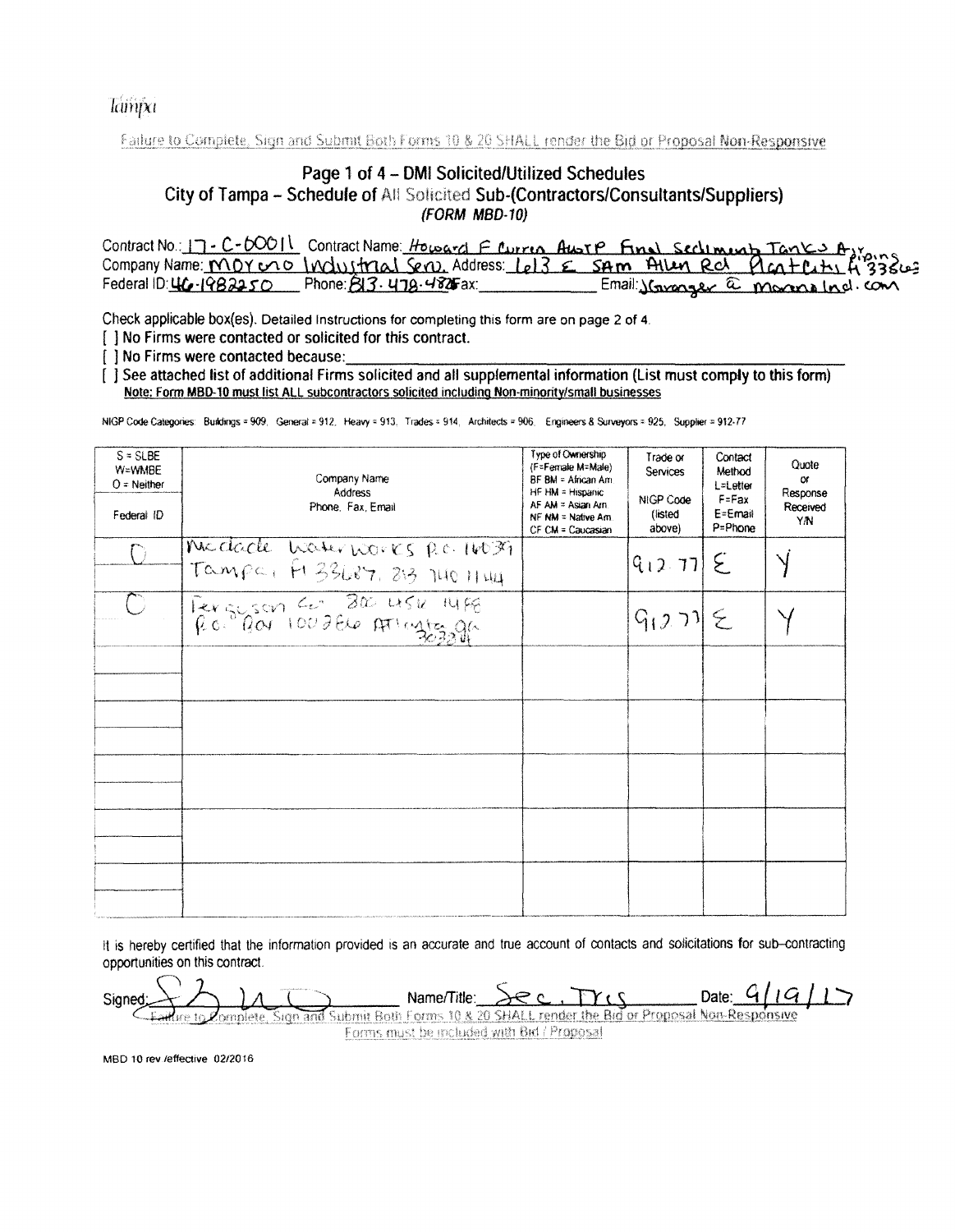Tampa

Failure to Complete, Sign and Submit Both Forms 10 & 20 SHALL render the Bid or Proposal Non-Responsive

## Page 1 of 4 – DMI Solicited/Utilized Schedules
## City of Tampa – Schedule of All Solicited Sub-(Contractors/Consultants/Suppliers)
### *(FORM MBD-10)*

Contract No.: 17-C-00011 Contract Name: Howard F Curren AWTP Final Sediment Tanks Air Piping
Company Name: Moreno Industrial Serv. Address: 613 E Sam Allen Rd Plant City FL 33565
Federal ID: 46-1982250 Phone: 813-478-4825 Fax: ____________ Email: jGranger @ morenoind.com

Check applicable box(es). Detailed Instructions for completing this form are on page 2 of 4.

[ ] No Firms were contacted or solicited for this contract.

[ ] No Firms were contacted because: ____________________

[ ] **See attached list of additional Firms solicited and all supplemental information (List must comply to this form)**

**Note: Form MBD-10 must list ALL subcontractors solicited including Non-minority/small businesses**

NIGP Code Categories: Buildings = 909, General = 912, Heavy = 913, Trades = 914, Architects = 906, Engineers & Surveyors = 925, Supplier = 912-77

| S = SLBE W=WMBE O = Neither Federal ID | Company Name Address Phone, Fax, Email | Type of Ownership (F=Female M=Male) BF BM = African Am HF HM = Hispanic AF AM = Asian Am NF NM = Native Am CF CM = Caucasian | Trade or Services NIGP Code (listed above) | Contact Method L=Letter F=Fax E=Email P=Phone | Quote or Response Received Y/N |
|---|---|---|---|---|---|
| O | Mcdade Waterworks P.O. 16039 Tampa, Fl 33687, 813 740 1144 | | 912.77 | E | Y |
| O | Ferguson Co. 800 4516 1488 P.O. Box 100286 Atlanta GA 30384 | | 912.77 | E | Y |
| | | | | | |
| | | | | | |
| | | | | | |
| | | | | | |
| | | | | | |

It is hereby certified that the information provided is an accurate and true account of contacts and solicitations for sub-contracting opportunities on this contract.

Signed: ____________ Name/Title: Sec. Tres Date: 9/19/17

Failure to Complete, Sign and Submit Both Forms 10 & 20 SHALL render the Bid or Proposal Non-Responsive
Forms must be included with Bid / Proposal

MBD 10 rev /effective 02/2016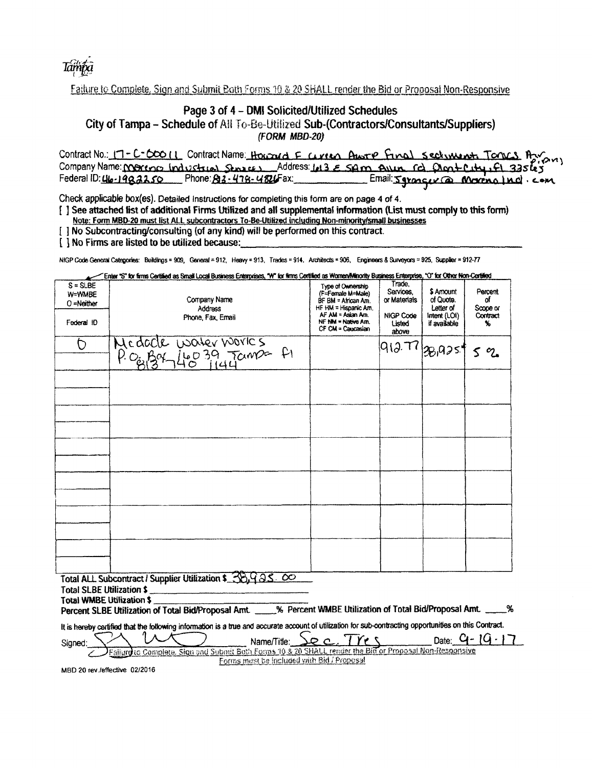Tampa

Failure to Complete, Sign and Submit Both Forms 10 & 20 SHALL render the Bid or Proposal Non-Responsive

## Page 3 of 4 – DMI Solicited/Utilized Schedules

### City of Tampa – Schedule of All To-Be-Utilized Sub-(Contractors/Consultants/Suppliers)

*(FORM MBD-20)*

Contract No.: 17-C-00011 Contract Name: Howard F Curren AWTP Final Sediment Tanks Rev. (Piran)

Company Name: Moreno Industrial Services Address: 1613 E Sam Allen Rd Plant City, Fl 33565

Federal ID: 46-1982250 Phone: 813-478-4826 Fax: \_\_\_\_\_\_\_\_\_ Email: Sgranger@ Morenoind.com

Check applicable box(es). Detailed instructions for completing this form are on page 4 of 4.

[ ] **See attached list of additional Firms Utilized and all supplemental information (List must comply to this form)**
**Note: Form MBD-20 must list ALL subcontractors To-Be-Utilized including Non-minority/small businesses**

[ ] **No Subcontracting/consulting (of any kind) will be performed on this contract.**

[ ] **No Firms are listed to be utilized because:** \_\_\_\_\_\_\_\_\_\_\_\_\_\_\_\_

NIGP Code General Categories: Buildings = 909, General = 912, Heavy = 913, Trades = 914, Architects = 906, Engineers & Surveyors = 925, Supplier = 912-77

Enter "S" for firms Certified as Small Local Business Enterprises, "W" for firms Certified as Women/Minority Business Enterprise, "O" for Other Non-Certified

| S = SLBE W=WMBE O =Neither Federal ID | Company Name Address Phone, Fax, Email | Type of Ownership (F=Female M=Male) BF BM = African Am. HF HM = Hispanic Am. AF AM = Asian Am. NF NM = Native Am. CF CM = Caucasian | Trade, Services, or Materials NIGP Code Listed above | $ Amount of Quote. Letter of Intent (LOI) if available | Percent of Scope or Contract % |
|---|---|---|---|---|---|
| O | Mcdade Water Works P.O. Box 16039 Tampa Fl 813 740 1144 | | 912.77 | 38,925 | 5 % |
| | | | | | |
| | | | | | |
| | | | | | |
| | | | | | |
| | | | | | |
| | | | | | |
| | | | | | |
| | | | | | |

**Total ALL Subcontract / Supplier Utilization $** 38,925.00

**Total SLBE Utilization $** \_\_\_\_\_\_\_\_\_\_

**Total WMBE Utilization $** \_\_\_\_\_\_\_\_\_\_

**Percent SLBE Utilization of Total Bid/Proposal Amt.** \_\_\_\_**% Percent WMBE Utilization of Total Bid/Proposal Amt.** \_\_\_\_**%**

It is hereby certified that the following information is a true and accurate account of utilization for sub-contracting opportunities on this Contract.

Signed: [signature] Name/Title: Sec. Tres Date: 9-19-17

Failure to Complete, Sign and Submit Both Forms 10 & 20 SHALL render the Bid or Proposal Non-Responsive
Forms must be included with Bid / Proposal

MBD 20 rev./effective 02/2016